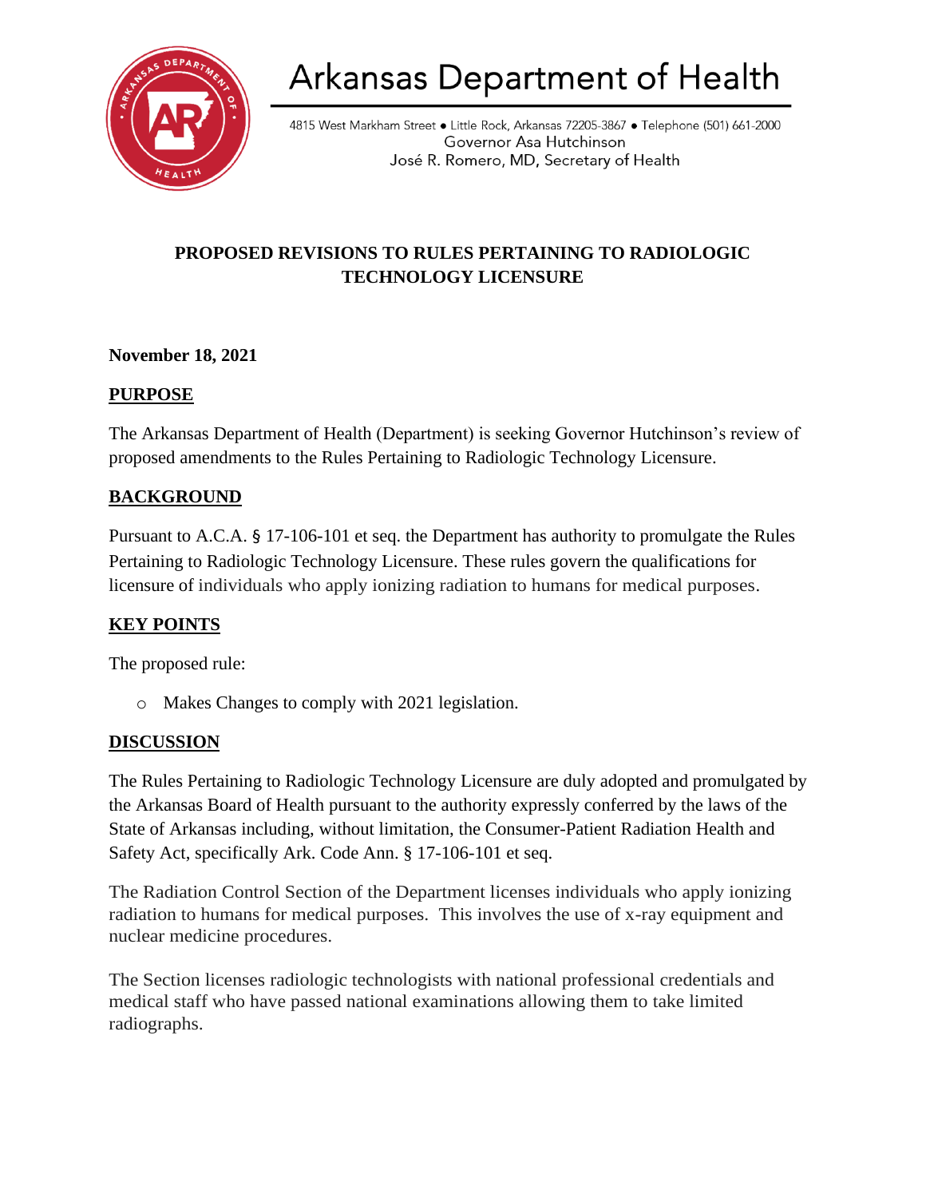# Arkansas Department of Health

4815 West Markham Street • Little Rock, Arkansas 72205-3867 • Telephone (501) 661-2000
Governor Asa Hutchinson
José R. Romero, MD, Secretary of Health

## PROPOSED REVISIONS TO RULES PERTAINING TO RADIOLOGIC TECHNOLOGY LICENSURE

**November 18, 2021**

### PURPOSE

The Arkansas Department of Health (Department) is seeking Governor Hutchinson's review of proposed amendments to the Rules Pertaining to Radiologic Technology Licensure.

### BACKGROUND

Pursuant to A.C.A. § 17-106-101 et seq. the Department has authority to promulgate the Rules Pertaining to Radiologic Technology Licensure. These rules govern the qualifications for licensure of individuals who apply ionizing radiation to humans for medical purposes.

### KEY POINTS

The proposed rule:

- Makes Changes to comply with 2021 legislation.

### DISCUSSION

The Rules Pertaining to Radiologic Technology Licensure are duly adopted and promulgated by the Arkansas Board of Health pursuant to the authority expressly conferred by the laws of the State of Arkansas including, without limitation, the Consumer-Patient Radiation Health and Safety Act, specifically Ark. Code Ann. § 17-106-101 et seq.

The Radiation Control Section of the Department licenses individuals who apply ionizing radiation to humans for medical purposes. This involves the use of x-ray equipment and nuclear medicine procedures.

The Section licenses radiologic technologists with national professional credentials and medical staff who have passed national examinations allowing them to take limited radiographs.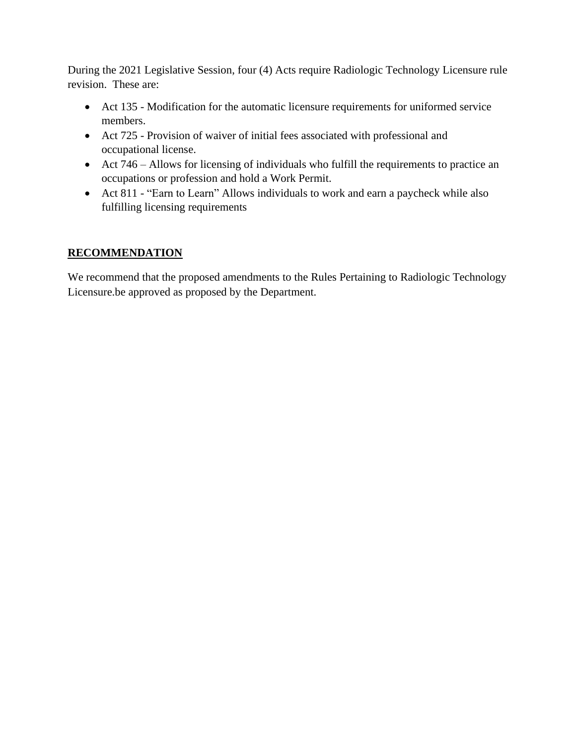During the 2021 Legislative Session, four (4) Acts require Radiologic Technology Licensure rule revision. These are:

- Act 135 - Modification for the automatic licensure requirements for uniformed service members.
- Act 725 - Provision of waiver of initial fees associated with professional and occupational license.
- Act 746 – Allows for licensing of individuals who fulfill the requirements to practice an occupations or profession and hold a Work Permit.
- Act 811 - "Earn to Learn" Allows individuals to work and earn a paycheck while also fulfilling licensing requirements

## RECOMMENDATION

We recommend that the proposed amendments to the Rules Pertaining to Radiologic Technology Licensure.be approved as proposed by the Department.